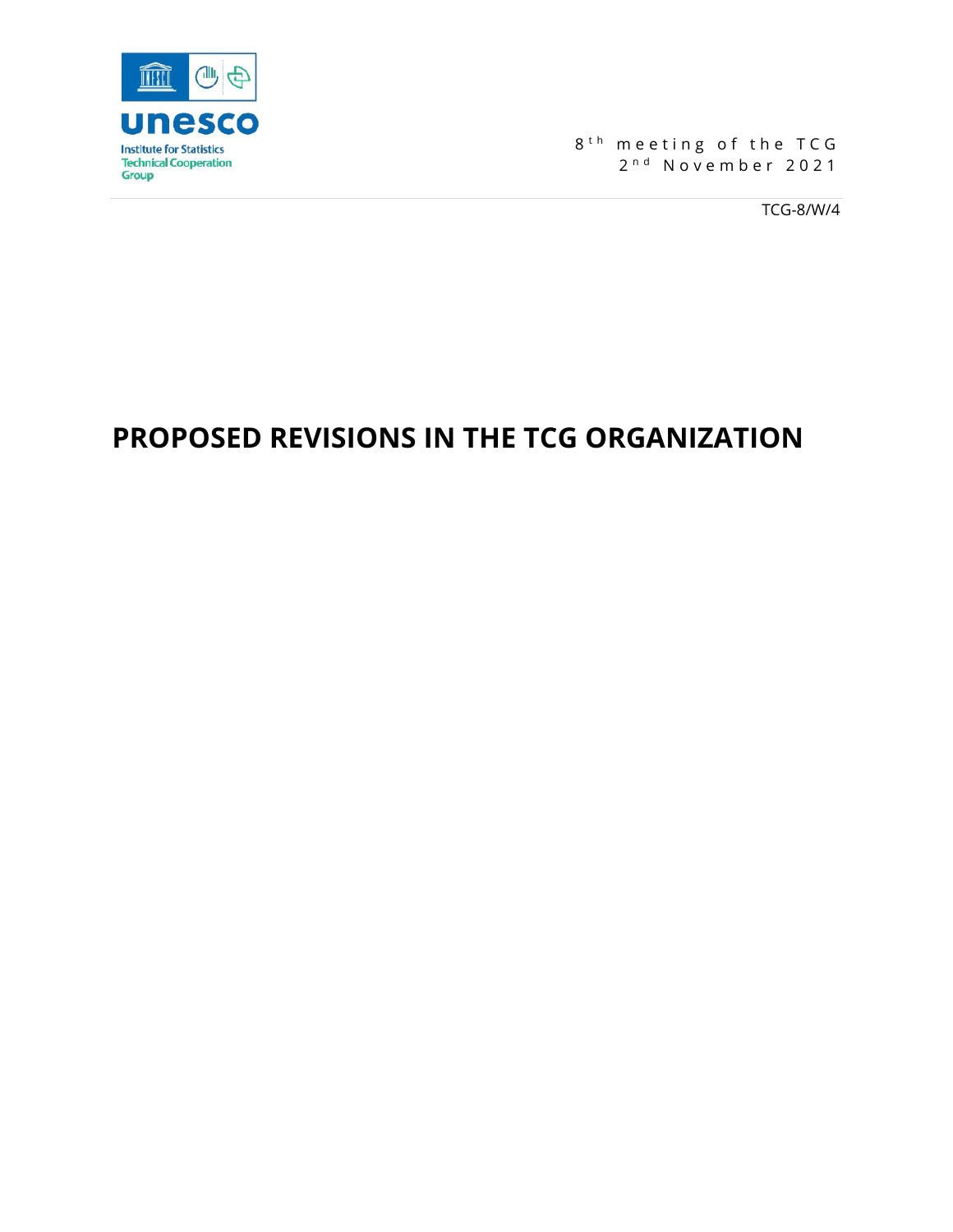Institute for Statistics
Technical Cooperation Group

8th meeting of the TCG
2nd November 2021

TCG-8/W/4

# PROPOSED REVISIONS IN THE TCG ORGANIZATION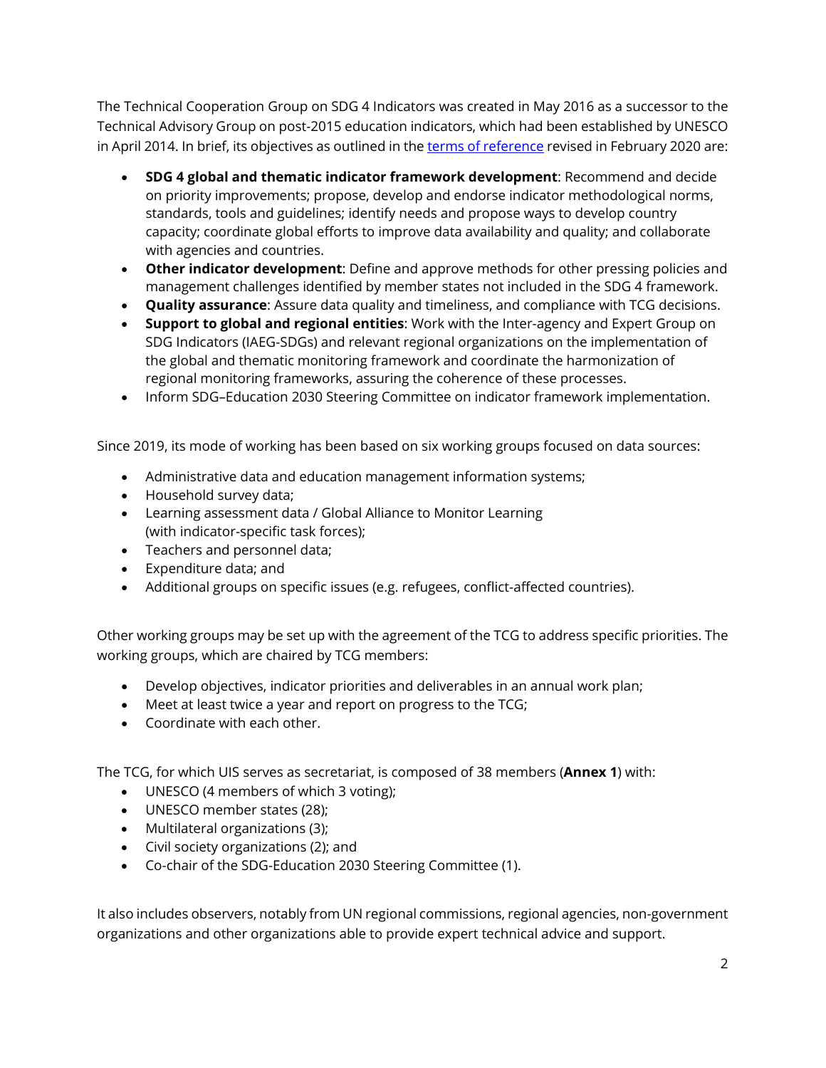The Technical Cooperation Group on SDG 4 Indicators was created in May 2016 as a successor to the Technical Advisory Group on post-2015 education indicators, which had been established by UNESCO in April 2014. In brief, its objectives as outlined in the [terms of reference](terms of reference) revised in February 2020 are:

- **SDG 4 global and thematic indicator framework development**: Recommend and decide on priority improvements; propose, develop and endorse indicator methodological norms, standards, tools and guidelines; identify needs and propose ways to develop country capacity; coordinate global efforts to improve data availability and quality; and collaborate with agencies and countries.
- **Other indicator development**: Define and approve methods for other pressing policies and management challenges identified by member states not included in the SDG 4 framework.
- **Quality assurance**: Assure data quality and timeliness, and compliance with TCG decisions.
- **Support to global and regional entities**: Work with the Inter-agency and Expert Group on SDG Indicators (IAEG-SDGs) and relevant regional organizations on the implementation of the global and thematic monitoring framework and coordinate the harmonization of regional monitoring frameworks, assuring the coherence of these processes.
- Inform SDG–Education 2030 Steering Committee on indicator framework implementation.

Since 2019, its mode of working has been based on six working groups focused on data sources:

- Administrative data and education management information systems;
- Household survey data;
- Learning assessment data / Global Alliance to Monitor Learning (with indicator-specific task forces);
- Teachers and personnel data;
- Expenditure data; and
- Additional groups on specific issues (e.g. refugees, conflict-affected countries).

Other working groups may be set up with the agreement of the TCG to address specific priorities. The working groups, which are chaired by TCG members:

- Develop objectives, indicator priorities and deliverables in an annual work plan;
- Meet at least twice a year and report on progress to the TCG;
- Coordinate with each other.

The TCG, for which UIS serves as secretariat, is composed of 38 members (**Annex 1**) with:

- UNESCO (4 members of which 3 voting);
- UNESCO member states (28);
- Multilateral organizations (3);
- Civil society organizations (2); and
- Co-chair of the SDG-Education 2030 Steering Committee (1).

It also includes observers, notably from UN regional commissions, regional agencies, non-government organizations and other organizations able to provide expert technical advice and support.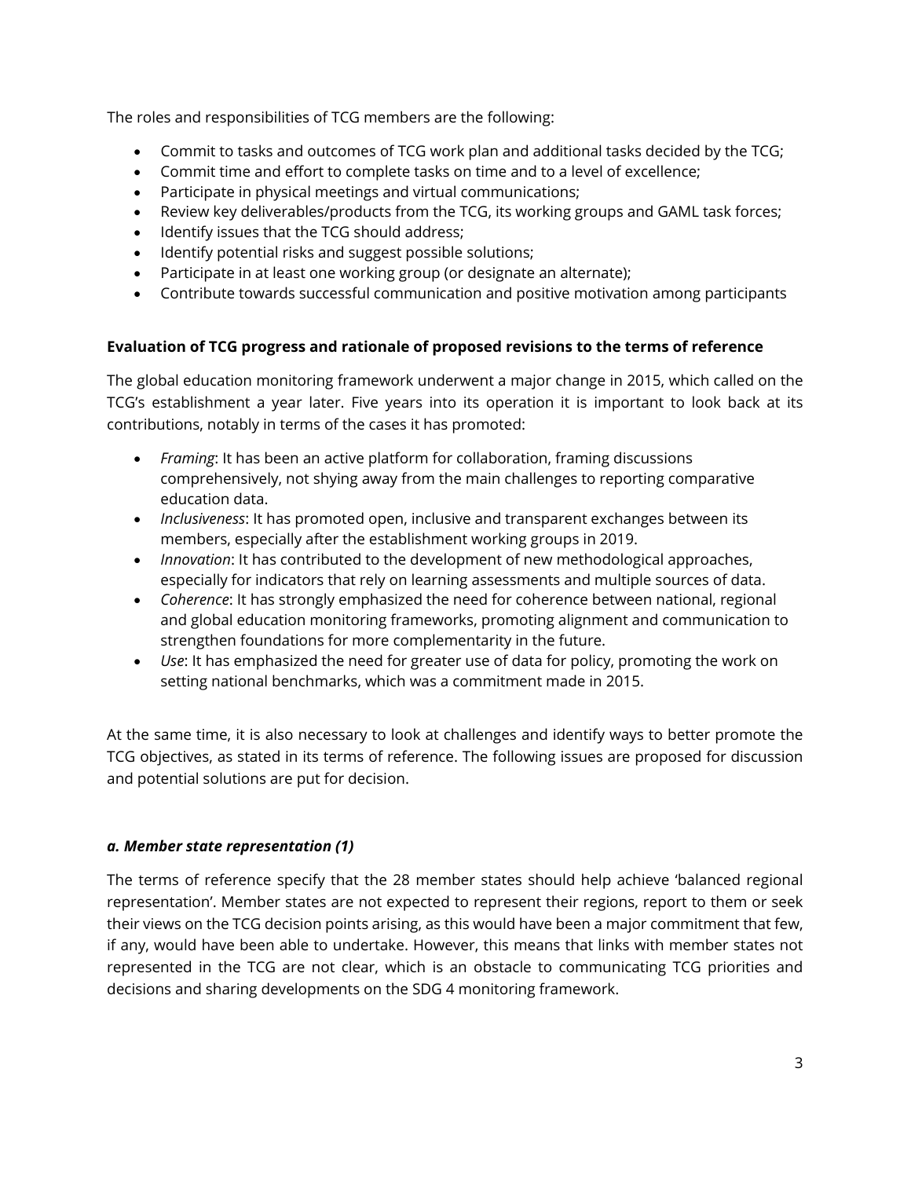The roles and responsibilities of TCG members are the following:

- Commit to tasks and outcomes of TCG work plan and additional tasks decided by the TCG;
- Commit time and effort to complete tasks on time and to a level of excellence;
- Participate in physical meetings and virtual communications;
- Review key deliverables/products from the TCG, its working groups and GAML task forces;
- Identify issues that the TCG should address;
- Identify potential risks and suggest possible solutions;
- Participate in at least one working group (or designate an alternate);
- Contribute towards successful communication and positive motivation among participants

**Evaluation of TCG progress and rationale of proposed revisions to the terms of reference**

The global education monitoring framework underwent a major change in 2015, which called on the TCG's establishment a year later. Five years into its operation it is important to look back at its contributions, notably in terms of the cases it has promoted:

- *Framing*: It has been an active platform for collaboration, framing discussions comprehensively, not shying away from the main challenges to reporting comparative education data.
- *Inclusiveness*: It has promoted open, inclusive and transparent exchanges between its members, especially after the establishment working groups in 2019.
- *Innovation*: It has contributed to the development of new methodological approaches, especially for indicators that rely on learning assessments and multiple sources of data.
- *Coherence*: It has strongly emphasized the need for coherence between national, regional and global education monitoring frameworks, promoting alignment and communication to strengthen foundations for more complementarity in the future.
- *Use*: It has emphasized the need for greater use of data for policy, promoting the work on setting national benchmarks, which was a commitment made in 2015.

At the same time, it is also necessary to look at challenges and identify ways to better promote the TCG objectives, as stated in its terms of reference. The following issues are proposed for discussion and potential solutions are put for decision.

***a. Member state representation (1)***

The terms of reference specify that the 28 member states should help achieve 'balanced regional representation'. Member states are not expected to represent their regions, report to them or seek their views on the TCG decision points arising, as this would have been a major commitment that few, if any, would have been able to undertake. However, this means that links with member states not represented in the TCG are not clear, which is an obstacle to communicating TCG priorities and decisions and sharing developments on the SDG 4 monitoring framework.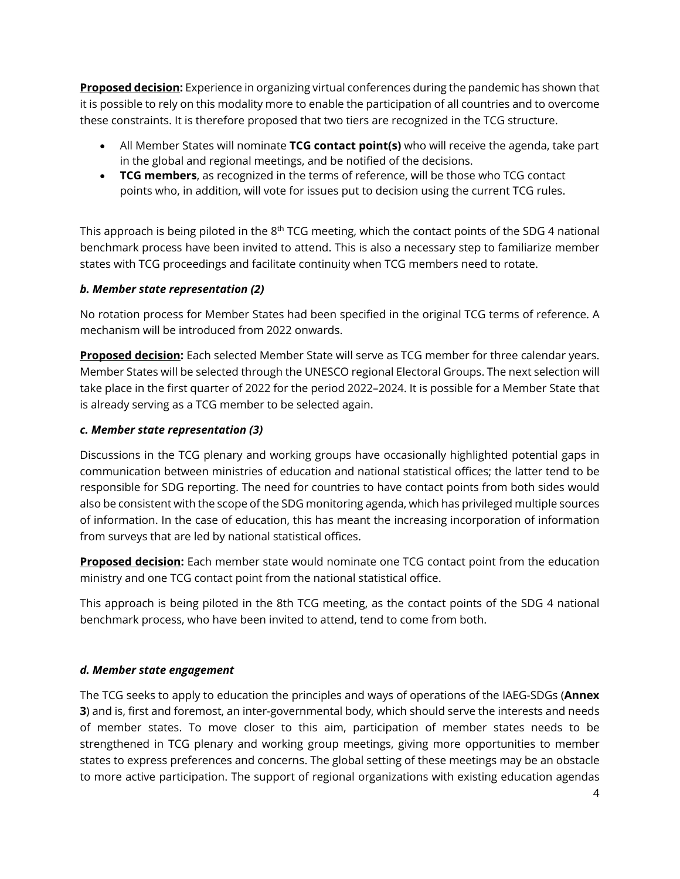**Proposed decision:** Experience in organizing virtual conferences during the pandemic has shown that it is possible to rely on this modality more to enable the participation of all countries and to overcome these constraints. It is therefore proposed that two tiers are recognized in the TCG structure.

- All Member States will nominate **TCG contact point(s)** who will receive the agenda, take part in the global and regional meetings, and be notified of the decisions.
- **TCG members**, as recognized in the terms of reference, will be those who TCG contact points who, in addition, will vote for issues put to decision using the current TCG rules.

This approach is being piloted in the 8th TCG meeting, which the contact points of the SDG 4 national benchmark process have been invited to attend. This is also a necessary step to familiarize member states with TCG proceedings and facilitate continuity when TCG members need to rotate.

***b. Member state representation (2)***

No rotation process for Member States had been specified in the original TCG terms of reference. A mechanism will be introduced from 2022 onwards.

**Proposed decision:** Each selected Member State will serve as TCG member for three calendar years. Member States will be selected through the UNESCO regional Electoral Groups. The next selection will take place in the first quarter of 2022 for the period 2022–2024. It is possible for a Member State that is already serving as a TCG member to be selected again.

***c. Member state representation (3)***

Discussions in the TCG plenary and working groups have occasionally highlighted potential gaps in communication between ministries of education and national statistical offices; the latter tend to be responsible for SDG reporting. The need for countries to have contact points from both sides would also be consistent with the scope of the SDG monitoring agenda, which has privileged multiple sources of information. In the case of education, this has meant the increasing incorporation of information from surveys that are led by national statistical offices.

**Proposed decision:** Each member state would nominate one TCG contact point from the education ministry and one TCG contact point from the national statistical office.

This approach is being piloted in the 8th TCG meeting, as the contact points of the SDG 4 national benchmark process, who have been invited to attend, tend to come from both.

***d. Member state engagement***

The TCG seeks to apply to education the principles and ways of operations of the IAEG-SDGs (**Annex 3**) and is, first and foremost, an inter-governmental body, which should serve the interests and needs of member states. To move closer to this aim, participation of member states needs to be strengthened in TCG plenary and working group meetings, giving more opportunities to member states to express preferences and concerns. The global setting of these meetings may be an obstacle to more active participation. The support of regional organizations with existing education agendas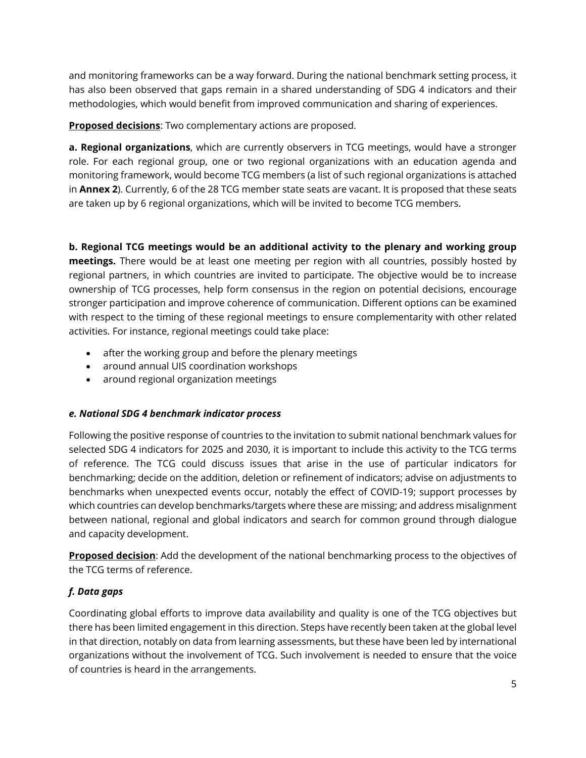and monitoring frameworks can be a way forward. During the national benchmark setting process, it has also been observed that gaps remain in a shared understanding of SDG 4 indicators and their methodologies, which would benefit from improved communication and sharing of experiences.

**Proposed decisions**: Two complementary actions are proposed.

**a. Regional organizations**, which are currently observers in TCG meetings, would have a stronger role. For each regional group, one or two regional organizations with an education agenda and monitoring framework, would become TCG members (a list of such regional organizations is attached in **Annex 2**). Currently, 6 of the 28 TCG member state seats are vacant. It is proposed that these seats are taken up by 6 regional organizations, which will be invited to become TCG members.

**b. Regional TCG meetings would be an additional activity to the plenary and working group meetings.** There would be at least one meeting per region with all countries, possibly hosted by regional partners, in which countries are invited to participate. The objective would be to increase ownership of TCG processes, help form consensus in the region on potential decisions, encourage stronger participation and improve coherence of communication. Different options can be examined with respect to the timing of these regional meetings to ensure complementarity with other related activities. For instance, regional meetings could take place:

- after the working group and before the plenary meetings
- around annual UIS coordination workshops
- around regional organization meetings

### *e. National SDG 4 benchmark indicator process*

Following the positive response of countries to the invitation to submit national benchmark values for selected SDG 4 indicators for 2025 and 2030, it is important to include this activity to the TCG terms of reference. The TCG could discuss issues that arise in the use of particular indicators for benchmarking; decide on the addition, deletion or refinement of indicators; advise on adjustments to benchmarks when unexpected events occur, notably the effect of COVID-19; support processes by which countries can develop benchmarks/targets where these are missing; and address misalignment between national, regional and global indicators and search for common ground through dialogue and capacity development.

**Proposed decision**: Add the development of the national benchmarking process to the objectives of the TCG terms of reference.

### *f. Data gaps*

Coordinating global efforts to improve data availability and quality is one of the TCG objectives but there has been limited engagement in this direction. Steps have recently been taken at the global level in that direction, notably on data from learning assessments, but these have been led by international organizations without the involvement of TCG. Such involvement is needed to ensure that the voice of countries is heard in the arrangements.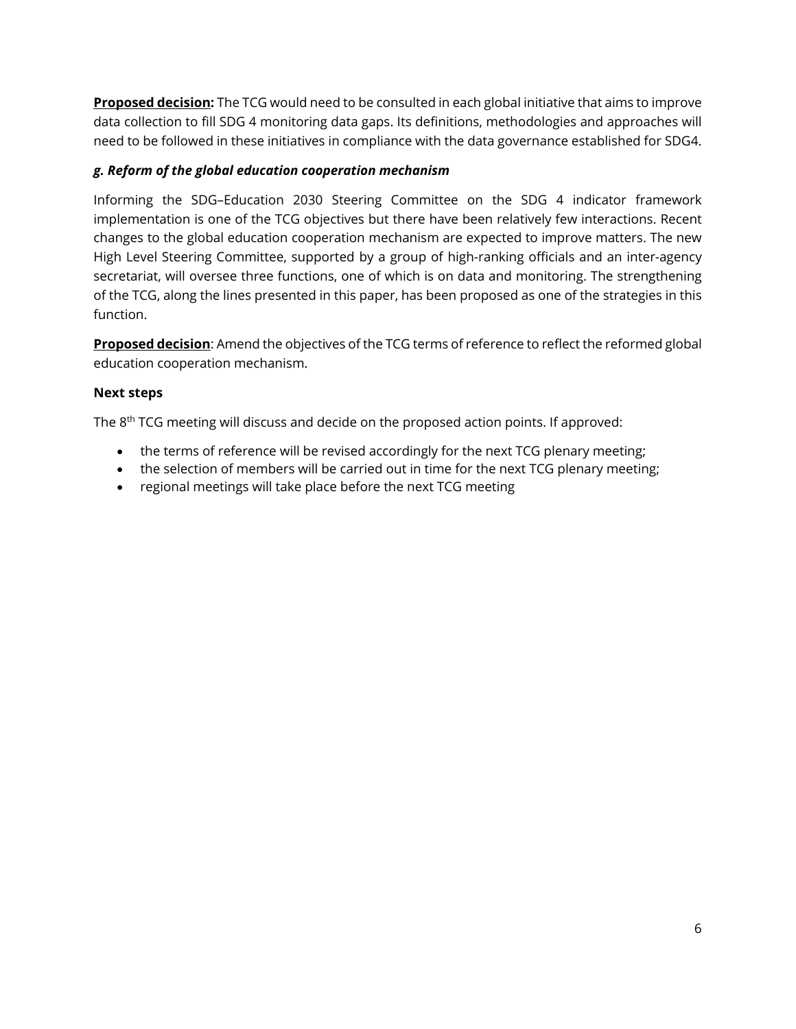**Proposed decision:** The TCG would need to be consulted in each global initiative that aims to improve data collection to fill SDG 4 monitoring data gaps. Its definitions, methodologies and approaches will need to be followed in these initiatives in compliance with the data governance established for SDG4.

***g. Reform of the global education cooperation mechanism***

Informing the SDG–Education 2030 Steering Committee on the SDG 4 indicator framework implementation is one of the TCG objectives but there have been relatively few interactions. Recent changes to the global education cooperation mechanism are expected to improve matters. The new High Level Steering Committee, supported by a group of high-ranking officials and an inter-agency secretariat, will oversee three functions, one of which is on data and monitoring. The strengthening of the TCG, along the lines presented in this paper, has been proposed as one of the strategies in this function.

**Proposed decision**: Amend the objectives of the TCG terms of reference to reflect the reformed global education cooperation mechanism.

**Next steps**

The 8th TCG meeting will discuss and decide on the proposed action points. If approved:

- the terms of reference will be revised accordingly for the next TCG plenary meeting;
- the selection of members will be carried out in time for the next TCG plenary meeting;
- regional meetings will take place before the next TCG meeting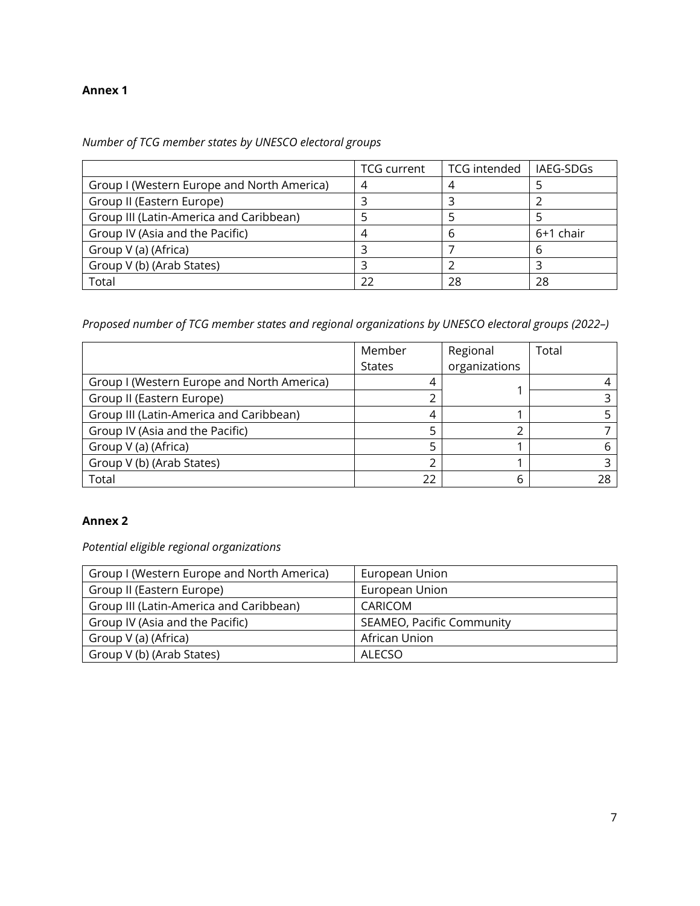**Annex 1**

*Number of TCG member states by UNESCO electoral groups*

| | TCG current | TCG intended | IAEG-SDGs |
|---|---|---|---|
| Group I (Western Europe and North America) | 4 | 4 | 5 |
| Group II (Eastern Europe) | 3 | 3 | 2 |
| Group III (Latin-America and Caribbean) | 5 | 5 | 5 |
| Group IV (Asia and the Pacific) | 4 | 6 | 6+1 chair |
| Group V (a) (Africa) | 3 | 7 | 6 |
| Group V (b) (Arab States) | 3 | 2 | 3 |
| Total | 22 | 28 | 28 |

*Proposed number of TCG member states and regional organizations by UNESCO electoral groups (2022–)*

| | Member States | Regional organizations | Total |
|---|---|---|---|
| Group I (Western Europe and North America) | 4 | 1 | 4 |
| Group II (Eastern Europe) | 2 | | 3 |
| Group III (Latin-America and Caribbean) | 4 | 1 | 5 |
| Group IV (Asia and the Pacific) | 5 | 2 | 7 |
| Group V (a) (Africa) | 5 | 1 | 6 |
| Group V (b) (Arab States) | 2 | 1 | 3 |
| Total | 22 | 6 | 28 |

**Annex 2**

*Potential eligible regional organizations*

| | |
|---|---|
| Group I (Western Europe and North America) | European Union |
| Group II (Eastern Europe) | European Union |
| Group III (Latin-America and Caribbean) | CARICOM |
| Group IV (Asia and the Pacific) | SEAMEO, Pacific Community |
| Group V (a) (Africa) | African Union |
| Group V (b) (Arab States) | ALECSO |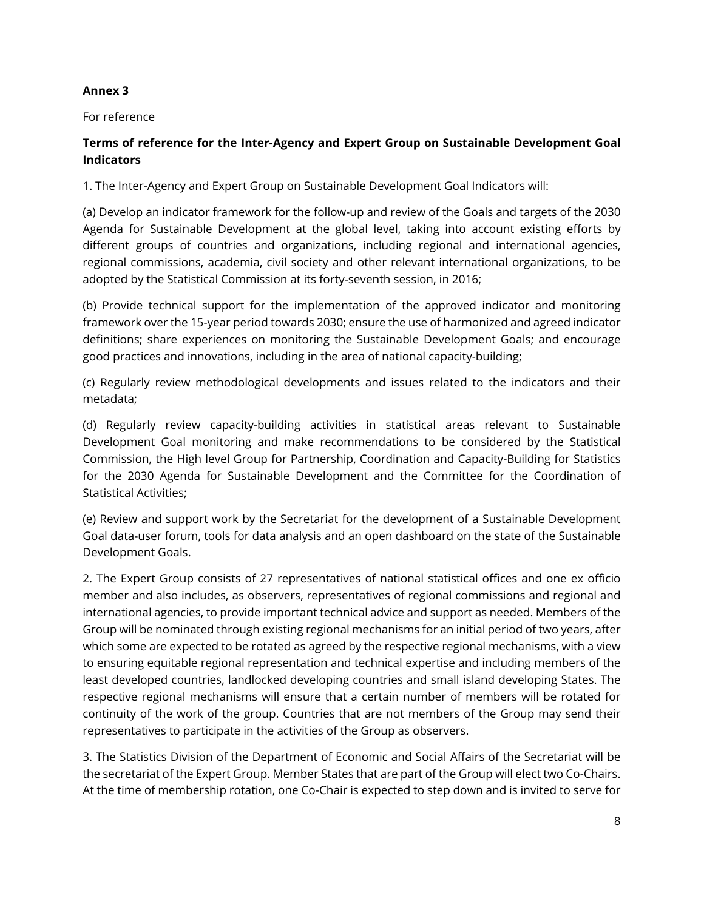**Annex 3**

For reference

**Terms of reference for the Inter-Agency and Expert Group on Sustainable Development Goal Indicators**

1. The Inter-Agency and Expert Group on Sustainable Development Goal Indicators will:

(a) Develop an indicator framework for the follow-up and review of the Goals and targets of the 2030 Agenda for Sustainable Development at the global level, taking into account existing efforts by different groups of countries and organizations, including regional and international agencies, regional commissions, academia, civil society and other relevant international organizations, to be adopted by the Statistical Commission at its forty-seventh session, in 2016;

(b) Provide technical support for the implementation of the approved indicator and monitoring framework over the 15-year period towards 2030; ensure the use of harmonized and agreed indicator definitions; share experiences on monitoring the Sustainable Development Goals; and encourage good practices and innovations, including in the area of national capacity-building;

(c) Regularly review methodological developments and issues related to the indicators and their metadata;

(d) Regularly review capacity-building activities in statistical areas relevant to Sustainable Development Goal monitoring and make recommendations to be considered by the Statistical Commission, the High level Group for Partnership, Coordination and Capacity-Building for Statistics for the 2030 Agenda for Sustainable Development and the Committee for the Coordination of Statistical Activities;

(e) Review and support work by the Secretariat for the development of a Sustainable Development Goal data-user forum, tools for data analysis and an open dashboard on the state of the Sustainable Development Goals.

2. The Expert Group consists of 27 representatives of national statistical offices and one ex officio member and also includes, as observers, representatives of regional commissions and regional and international agencies, to provide important technical advice and support as needed. Members of the Group will be nominated through existing regional mechanisms for an initial period of two years, after which some are expected to be rotated as agreed by the respective regional mechanisms, with a view to ensuring equitable regional representation and technical expertise and including members of the least developed countries, landlocked developing countries and small island developing States. The respective regional mechanisms will ensure that a certain number of members will be rotated for continuity of the work of the group. Countries that are not members of the Group may send their representatives to participate in the activities of the Group as observers.

3. The Statistics Division of the Department of Economic and Social Affairs of the Secretariat will be the secretariat of the Expert Group. Member States that are part of the Group will elect two Co-Chairs. At the time of membership rotation, one Co-Chair is expected to step down and is invited to serve for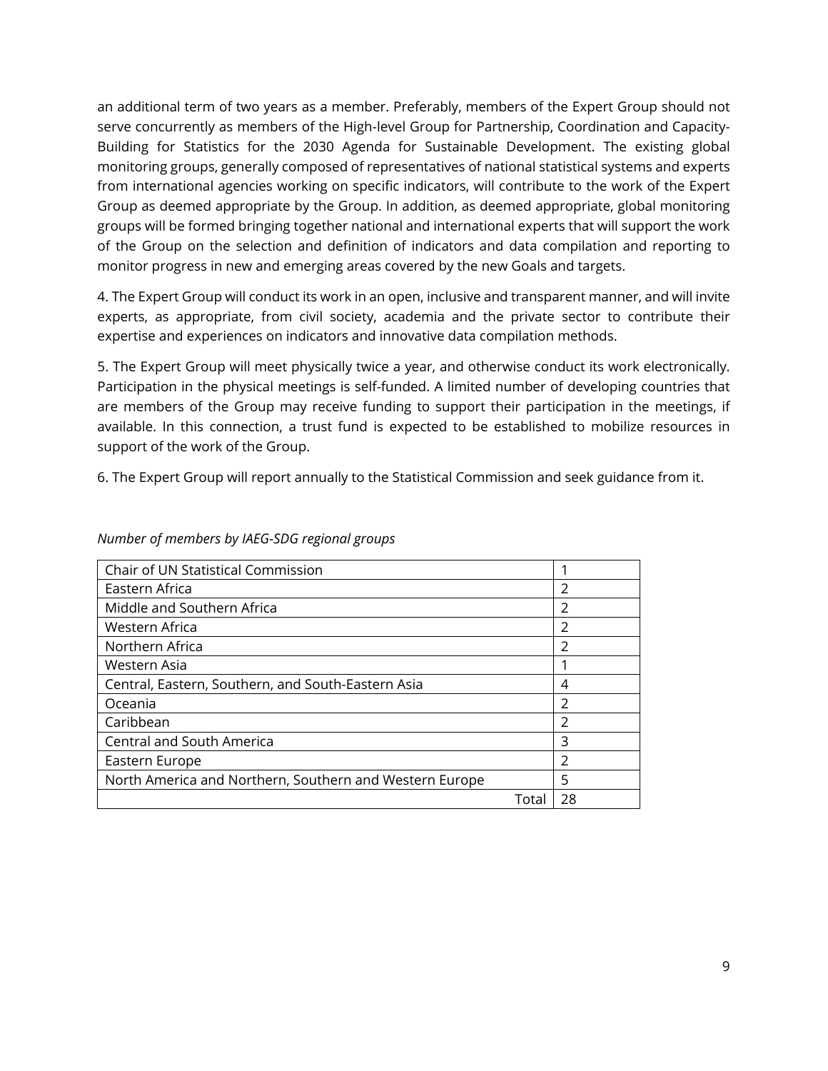an additional term of two years as a member. Preferably, members of the Expert Group should not serve concurrently as members of the High-level Group for Partnership, Coordination and Capacity-Building for Statistics for the 2030 Agenda for Sustainable Development. The existing global monitoring groups, generally composed of representatives of national statistical systems and experts from international agencies working on specific indicators, will contribute to the work of the Expert Group as deemed appropriate by the Group. In addition, as deemed appropriate, global monitoring groups will be formed bringing together national and international experts that will support the work of the Group on the selection and definition of indicators and data compilation and reporting to monitor progress in new and emerging areas covered by the new Goals and targets.

4. The Expert Group will conduct its work in an open, inclusive and transparent manner, and will invite experts, as appropriate, from civil society, academia and the private sector to contribute their expertise and experiences on indicators and innovative data compilation methods.

5. The Expert Group will meet physically twice a year, and otherwise conduct its work electronically. Participation in the physical meetings is self-funded. A limited number of developing countries that are members of the Group may receive funding to support their participation in the meetings, if available. In this connection, a trust fund is expected to be established to mobilize resources in support of the work of the Group.

6. The Expert Group will report annually to the Statistical Commission and seek guidance from it.

*Number of members by IAEG-SDG regional groups*

| | |
|---|---|
| Chair of UN Statistical Commission | 1 |
| Eastern Africa | 2 |
| Middle and Southern Africa | 2 |
| Western Africa | 2 |
| Northern Africa | 2 |
| Western Asia | 1 |
| Central, Eastern, Southern, and South-Eastern Asia | 4 |
| Oceania | 2 |
| Caribbean | 2 |
| Central and South America | 3 |
| Eastern Europe | 2 |
| North America and Northern, Southern and Western Europe | 5 |
| Total | 28 |